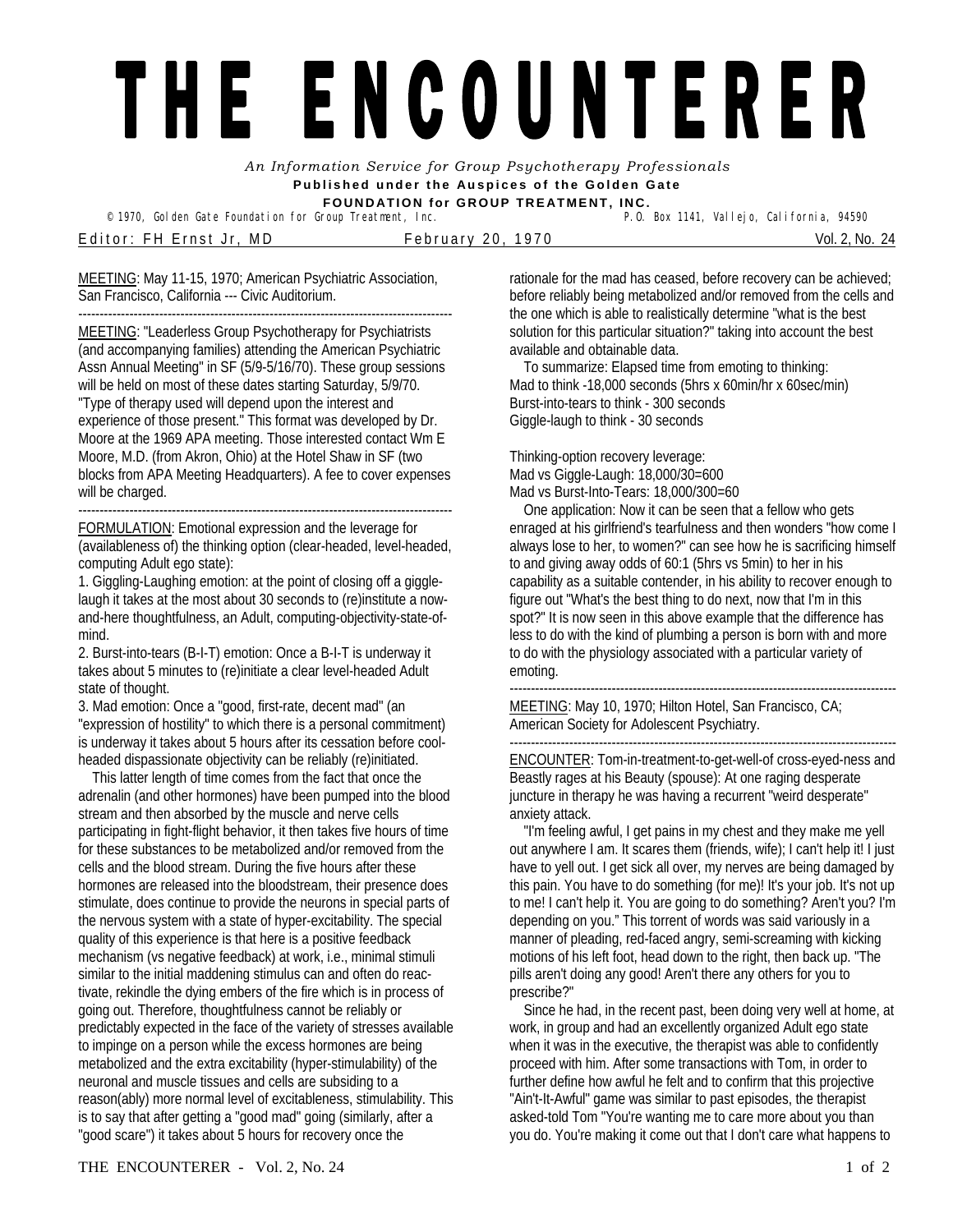# THE ENCOUNTERER

*An Information Service for Group Psychotherapy Professionals*

**Published under the Auspices of the Golden Gate FOUNDATION for GROUP TREATMENT, INC.**

© 1970, Golden Gate Foundation for Group Treatment, Inc. P.O. Box 1141, Vallejo, California, 94590

Editor: FH Ernst Jr, MD February 20, 1970 Vol. 2, No. 24

MEETING: May 11-15, 1970; American Psychiatric Association, San Francisco, California --- Civic Auditorium.

---

MEETING: "Leaderless Group Psychotherapy for Psychiatrists (and accompanying families) attending the American Psychiatric Assn Annual Meeting" in SF (5/9-5/16/70). These group sessions will be held on most of these dates starting Saturday, 5/9/70. "Type of therapy used will depend upon the interest and experience of those present." This format was developed by Dr. Moore at the 1969 APA meeting. Those interested contact Wm E Moore, M.D. (from Akron, Ohio) at the Hotel Shaw in SF (two blocks from APA Meeting Headquarters). A fee to cover expenses will be charged.

---

FORMULATION: Emotional expression and the leverage for (availableness of) the thinking option (clear-headed, level-headed, computing Adult ego state):

1. Giggling-Laughing emotion: at the point of closing off a giggle-laugh it takes at the most about 30 seconds to (re)institute a now-and-here thoughtfulness, an Adult, computing-objectivity-state-of-mind.
2. Burst-into-tears (B-I-T) emotion: Once a B-I-T is underway it takes about 5 minutes to (re)initiate a clear level-headed Adult state of thought.
3. Mad emotion: Once a "good, first-rate, decent mad" (an "expression of hostility" to which there is a personal commitment) is underway it takes about 5 hours after its cessation before cool-headed dispassionate objectivity can be reliably (re)initiated.

This latter length of time comes from the fact that once the adrenalin (and other hormones) have been pumped into the blood stream and then absorbed by the muscle and nerve cells participating in fight-flight behavior, it then takes five hours of time for these substances to be metabolized and/or removed from the cells and the blood stream. During the five hours after these hormones are released into the bloodstream, their presence does stimulate, does continue to provide the neurons in special parts of the nervous system with a state of hyper-excitability. The special quality of this experience is that here is a positive feedback mechanism (vs negative feedback) at work, i.e., minimal stimuli similar to the initial maddening stimulus can and often do reactivate, rekindle the dying embers of the fire which is in process of going out. Therefore, thoughtfulness cannot be reliably or predictably expected in the face of the variety of stresses available to impinge on a person while the excess hormones are being metabolized and the extra excitability (hyper-stimulability) of the neuronal and muscle tissues and cells are subsiding to a reason(ably) more normal level of excitableness, stimulability. This is to say that after getting a "good mad" going (similarly, after a "good scare") it takes about 5 hours for recovery once the rationale for the mad has ceased, before recovery can be achieved; before reliably being metabolized and/or removed from the cells and the one which is able to realistically determine "what is the best solution for this particular situation?" taking into account the best available and obtainable data.

To summarize: Elapsed time from emoting to thinking:
Mad to think -18,000 seconds (5hrs x 60min/hr x 60sec/min)
Burst-into-tears to think - 300 seconds
Giggle-laugh to think - 30 seconds

Thinking-option recovery leverage:
Mad vs Giggle-Laugh: 18,000/30=600
Mad vs Burst-Into-Tears: 18,000/300=60

One application: Now it can be seen that a fellow who gets enraged at his girlfriend's tearfulness and then wonders "how come I always lose to her, to women?" can see how he is sacrificing himself to and giving away odds of 60:1 (5hrs vs 5min) to her in his capability as a suitable contender, in his ability to recover enough to figure out "What's the best thing to do next, now that I'm in this spot?" It is now seen in this above example that the difference has less to do with the kind of plumbing a person is born with and more to do with the physiology associated with a particular variety of emoting.

---

MEETING: May 10, 1970; Hilton Hotel, San Francisco, CA; American Society for Adolescent Psychiatry.

---

ENCOUNTER: Tom-in-treatment-to-get-well-of cross-eyed-ness and Beastly rages at his Beauty (spouse): At one raging desperate juncture in therapy he was having a recurrent "weird desperate" anxiety attack.

"I'm feeling awful, I get pains in my chest and they make me yell out anywhere I am. It scares them (friends, wife); I can't help it! I just have to yell out. I get sick all over, my nerves are being damaged by this pain. You have to do something (for me)! It's your job. It's not up to me! I can't help it. You are going to do something? Aren't you? I'm depending on you." This torrent of words was said variously in a manner of pleading, red-faced angry, semi-screaming with kicking motions of his left foot, head down to the right, then back up. "The pills aren't doing any good! Aren't there any others for you to prescribe?"

Since he had, in the recent past, been doing very well at home, at work, in group and had an excellently organized Adult ego state when it was in the executive, the therapist was able to confidently proceed with him. After some transactions with Tom, in order to further define how awful he felt and to confirm that this projective "Ain't-It-Awful" game was similar to past episodes, the therapist asked-told Tom "You're wanting me to care more about you than you do. You're making it come out that I don't care what happens to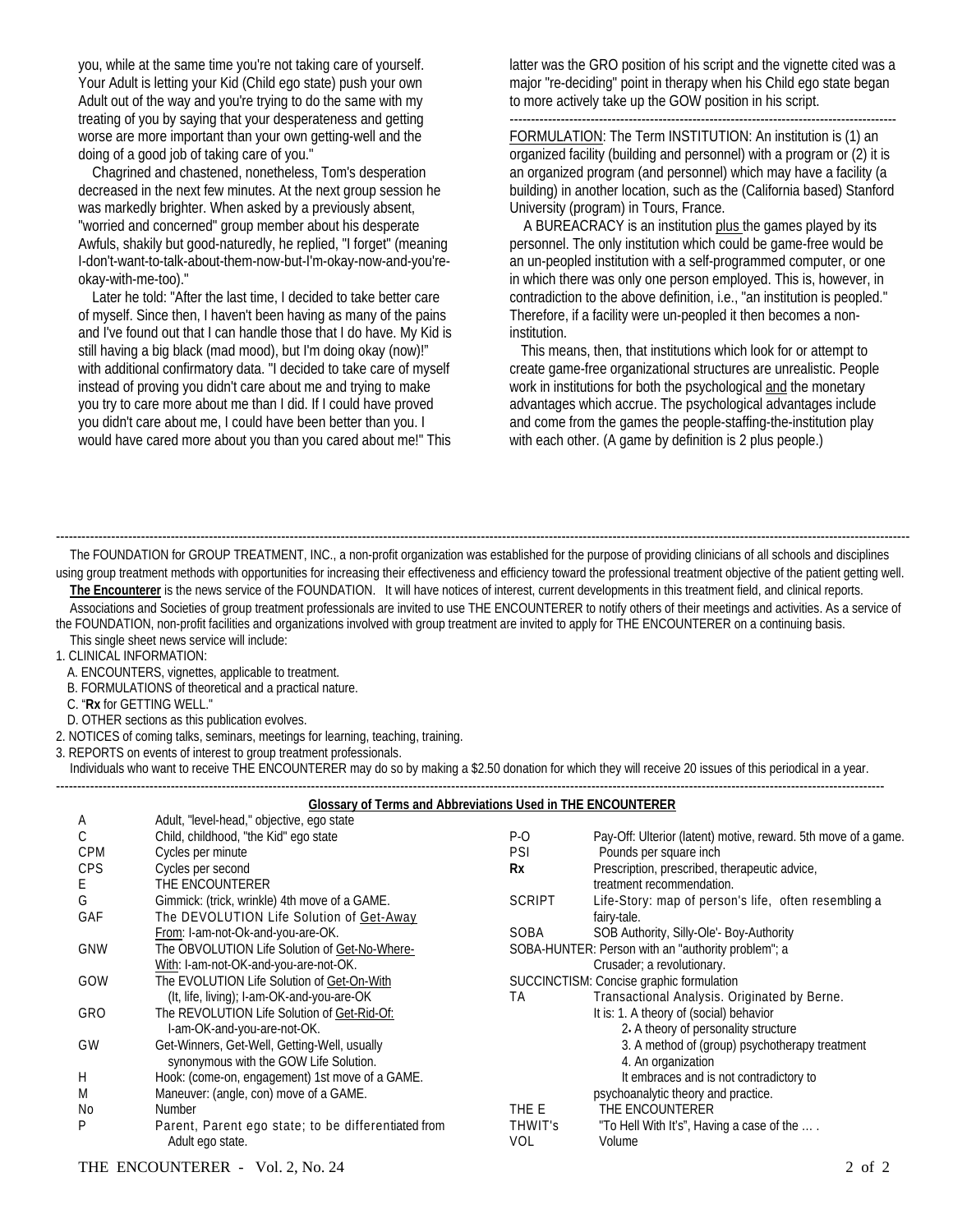you, while at the same time you're not taking care of yourself. Your Adult is letting your Kid (Child ego state) push your own Adult out of the way and you're trying to do the same with my treating of you by saying that your desperateness and getting worse are more important than your own getting-well and the doing of a good job of taking care of you."

Chagrined and chastened, nonetheless, Tom's desperation decreased in the next few minutes. At the next group session he was markedly brighter. When asked by a previously absent, "worried and concerned" group member about his desperate Awfuls, shakily but good-naturedly, he replied, "I forget" (meaning I-don't-want-to-talk-about-them-now-but-I'm-okay-now-and-you're-okay-with-me-too)."

Later he told: "After the last time, I decided to take better care of myself. Since then, I haven't been having as many of the pains and I've found out that I can handle those that I do have. My Kid is still having a big black (mad mood), but I'm doing okay (now)!" with additional confirmatory data. "I decided to take care of myself instead of proving you didn't care about me and trying to make you try to care more about me than I did. If I could have proved you didn't care about me, I could have been better than you. I would have cared more about you than you cared about me!" This latter was the GRO position of his script and the vignette cited was a major "re-deciding" point in therapy when his Child ego state began to more actively take up the GOW position in his script.

---

FORMULATION: The Term INSTITUTION: An institution is (1) an organized facility (building and personnel) with a program or (2) it is an organized program (and personnel) which may have a facility (a building) in another location, such as the (California based) Stanford University (program) in Tours, France.

A BUREACRACY is an institution plus the games played by its personnel. The only institution which could be game-free would be an un-peopled institution with a self-programmed computer, or one in which there was only one person employed. This is, however, in contradiction to the above definition, i.e., "an institution is peopled." Therefore, if a facility were un-peopled it then becomes a non-institution.

This means, then, that institutions which look for or attempt to create game-free organizational structures are unrealistic. People work in institutions for both the psychological and the monetary advantages which accrue. The psychological advantages include and come from the games the people-staffing-the-institution play with each other. (A game by definition is 2 plus people.)

---

The FOUNDATION for GROUP TREATMENT, INC., a non-profit organization was established for the purpose of providing clinicians of all schools and disciplines using group treatment methods with opportunities for increasing their effectiveness and efficiency toward the professional treatment objective of the patient getting well.

**The Encounterer** is the news service of the FOUNDATION. It will have notices of interest, current developments in this treatment field, and clinical reports.

Associations and Societies of group treatment professionals are invited to use THE ENCOUNTERER to notify others of their meetings and activities. As a service of the FOUNDATION, non-profit facilities and organizations involved with group treatment are invited to apply for THE ENCOUNTERER on a continuing basis.

This single sheet news service will include:

1. CLINICAL INFORMATION:
   - A. ENCOUNTERS, vignettes, applicable to treatment.
   - B. FORMULATIONS of theoretical and a practical nature.
   - C. "**Rx** for GETTING WELL."
   - D. OTHER sections as this publication evolves.
2. NOTICES of coming talks, seminars, meetings for learning, teaching, training.
3. REPORTS on events of interest to group treatment professionals.

Individuals who want to receive THE ENCOUNTERER may do so by making a $2.50 donation for which they will receive 20 issues of this periodical in a year.

---

**Glossary of Terms and Abbreviations Used in THE ENCOUNTERER**

| | |
|---|---|
| A | Adult, "level-head," objective, ego state |
| C | Child, childhood, "the Kid" ego state |
| CPM | Cycles per minute |
| CPS | Cycles per second |
| E | THE ENCOUNTERER |
| G | Gimmick: (trick, wrinkle) 4th move of a GAME. |
| GAF | The DEVOLUTION Life Solution of Get-Away From: I-am-not-Ok-and-you-are-OK. |
| GNW | The OBVOLUTION Life Solution of Get-No-Where-With: I-am-not-OK-and-you-are-not-OK. |
| GOW | The EVOLUTION Life Solution of Get-On-With (It, life, living); I-am-OK-and-you-are-OK |
| GRO | The REVOLUTION Life Solution of Get-Rid-Of: I-am-OK-and-you-are-not-OK. |
| GW | Get-Winners, Get-Well, Getting-Well, usually synonymous with the GOW Life Solution. |
| H | Hook: (come-on, engagement) 1st move of a GAME. |
| M | Maneuver: (angle, con) move of a GAME. |
| No | Number |
| P | Parent, Parent ego state; to be differentiated from Adult ego state. |
| P-O | Pay-Off: Ulterior (latent) motive, reward. 5th move of a game. |
| PSI | Pounds per square inch |
| **Rx** | Prescription, prescribed, therapeutic advice, treatment recommendation. |
| SCRIPT | Life-Story: map of person's life, often resembling a fairy-tale. |
| SOBA | SOB Authority, Silly-Ole'- Boy-Authority |
| SOBA-HUNTER | Person with an "authority problem"; a Crusader; a revolutionary. |
| SUCCINCTISM | Concise graphic formulation |
| TA | Transactional Analysis. Originated by Berne. It is: 1. A theory of (social) behavior 2. A theory of personality structure 3. A method of (group) psychotherapy treatment 4. An organization. It embraces and is not contradictory to psychoanalytic theory and practice. |
| THE E | THE ENCOUNTERER |
| THWIT's | "To Hell With It's", Having a case of the … . |
| VOL | Volume |